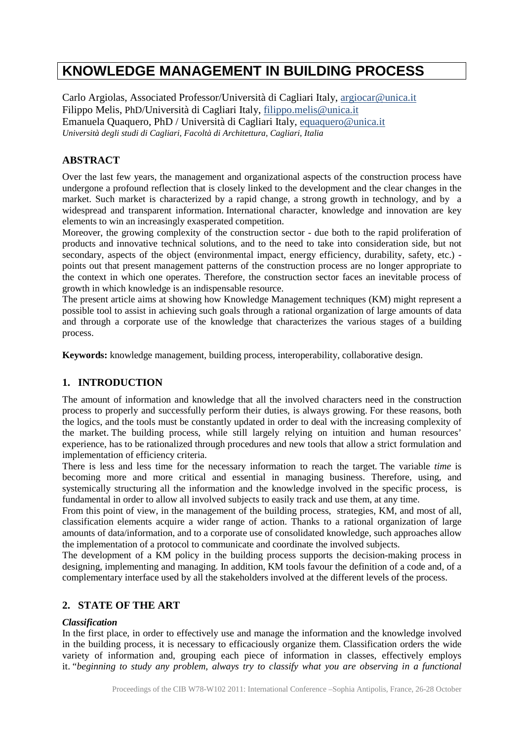# KNOWLEDGE MANAGEMENT IN BUILDING PROCESS

Carlo Argiolas, Associated Professor/Università di Cagliari Italy, argiocar@unica.it
Filippo Melis, PhD/Università di Cagliari Italy, filippo.melis@unica.it
Emanuela Quaquero, PhD / Università di Cagliari Italy, equaquero@unica.it
*Università degli studi di Cagliari, Facoltà di Architettura, Cagliari, Italia*

## ABSTRACT

Over the last few years, the management and organizational aspects of the construction process have undergone a profound reflection that is closely linked to the development and the clear changes in the market. Such market is characterized by a rapid change, a strong growth in technology, and by a widespread and transparent information. International character, knowledge and innovation are key elements to win an increasingly exasperated competition.

Moreover, the growing complexity of the construction sector - due both to the rapid proliferation of products and innovative technical solutions, and to the need to take into consideration side, but not secondary, aspects of the object (environmental impact, energy efficiency, durability, safety, etc.) - points out that present management patterns of the construction process are no longer appropriate to the context in which one operates. Therefore, the construction sector faces an inevitable process of growth in which knowledge is an indispensable resource.

The present article aims at showing how Knowledge Management techniques (KM) might represent a possible tool to assist in achieving such goals through a rational organization of large amounts of data and through a corporate use of the knowledge that characterizes the various stages of a building process.

**Keywords:** knowledge management, building process, interoperability, collaborative design.

## 1. INTRODUCTION

The amount of information and knowledge that all the involved characters need in the construction process to properly and successfully perform their duties, is always growing. For these reasons, both the logics, and the tools must be constantly updated in order to deal with the increasing complexity of the market. The building process, while still largely relying on intuition and human resources' experience, has to be rationalized through procedures and new tools that allow a strict formulation and implementation of efficiency criteria.

There is less and less time for the necessary information to reach the target. The variable *time* is becoming more and more critical and essential in managing business. Therefore, using, and systemically structuring all the information and the knowledge involved in the specific process, is fundamental in order to allow all involved subjects to easily track and use them, at any time.

From this point of view, in the management of the building process, strategies, KM, and most of all, classification elements acquire a wider range of action. Thanks to a rational organization of large amounts of data/information, and to a corporate use of consolidated knowledge, such approaches allow the implementation of a protocol to communicate and coordinate the involved subjects.

The development of a KM policy in the building process supports the decision-making process in designing, implementing and managing. In addition, KM tools favour the definition of a code and, of a complementary interface used by all the stakeholders involved at the different levels of the process.

## 2. STATE OF THE ART

### *Classification*

In the first place, in order to effectively use and manage the information and the knowledge involved in the building process, it is necessary to efficaciously organize them. Classification orders the wide variety of information and, grouping each piece of information in classes, effectively employs it. "*beginning to study any problem, always try to classify what you are observing in a functional*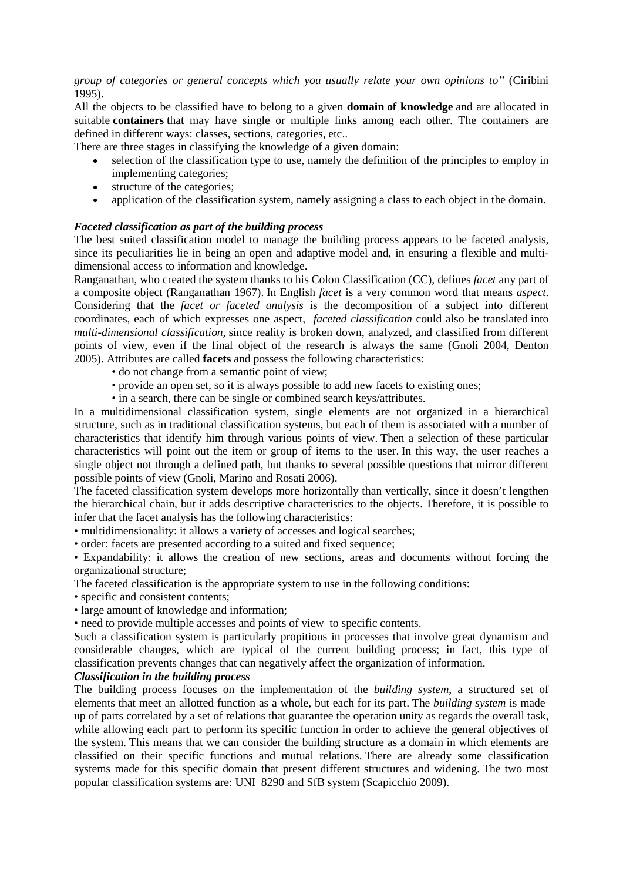*group of categories or general concepts which you usually relate your own opinions to"* (Ciribini 1995).

All the objects to be classified have to belong to a given **domain of knowledge** and are allocated in suitable **containers** that may have single or multiple links among each other. The containers are defined in different ways: classes, sections, categories, etc..

There are three stages in classifying the knowledge of a given domain:

- selection of the classification type to use, namely the definition of the principles to employ in implementing categories;
- structure of the categories;
- application of the classification system, namely assigning a class to each object in the domain.

### *Faceted classification as part of the building process*

The best suited classification model to manage the building process appears to be faceted analysis, since its peculiarities lie in being an open and adaptive model and, in ensuring a flexible and multi-dimensional access to information and knowledge.

Ranganathan, who created the system thanks to his Colon Classification (CC), defines *facet* any part of a composite object (Ranganathan 1967). In English *facet* is a very common word that means *aspect*. Considering that the *facet or faceted analysis* is the decomposition of a subject into different coordinates, each of which expresses one aspect, *faceted classification* could also be translated into *multi-dimensional classification,* since reality is broken down, analyzed, and classified from different points of view, even if the final object of the research is always the same (Gnoli 2004, Denton 2005). Attributes are called **facets** and possess the following characteristics:

- do not change from a semantic point of view;
- provide an open set, so it is always possible to add new facets to existing ones;
- in a search, there can be single or combined search keys/attributes.

In a multidimensional classification system, single elements are not organized in a hierarchical structure, such as in traditional classification systems, but each of them is associated with a number of characteristics that identify him through various points of view. Then a selection of these particular characteristics will point out the item or group of items to the user. In this way, the user reaches a single object not through a defined path, but thanks to several possible questions that mirror different possible points of view (Gnoli, Marino and Rosati 2006).

The faceted classification system develops more horizontally than vertically, since it doesn't lengthen the hierarchical chain, but it adds descriptive characteristics to the objects. Therefore, it is possible to infer that the facet analysis has the following characteristics:

- multidimensionality: it allows a variety of accesses and logical searches;
- order: facets are presented according to a suited and fixed sequence;
- Expandability: it allows the creation of new sections, areas and documents without forcing the organizational structure;

The faceted classification is the appropriate system to use in the following conditions:

- specific and consistent contents;
- large amount of knowledge and information;
- need to provide multiple accesses and points of view to specific contents.

Such a classification system is particularly propitious in processes that involve great dynamism and considerable changes, which are typical of the current building process; in fact, this type of classification prevents changes that can negatively affect the organization of information.

### *Classification in the building process*

The building process focuses on the implementation of the *building system*, a structured set of elements that meet an allotted function as a whole, but each for its part. The *building system* is made up of parts correlated by a set of relations that guarantee the operation unity as regards the overall task, while allowing each part to perform its specific function in order to achieve the general objectives of the system. This means that we can consider the building structure as a domain in which elements are classified on their specific functions and mutual relations. There are already some classification systems made for this specific domain that present different structures and widening. The two most popular classification systems are: UNI 8290 and SfB system (Scapicchio 2009).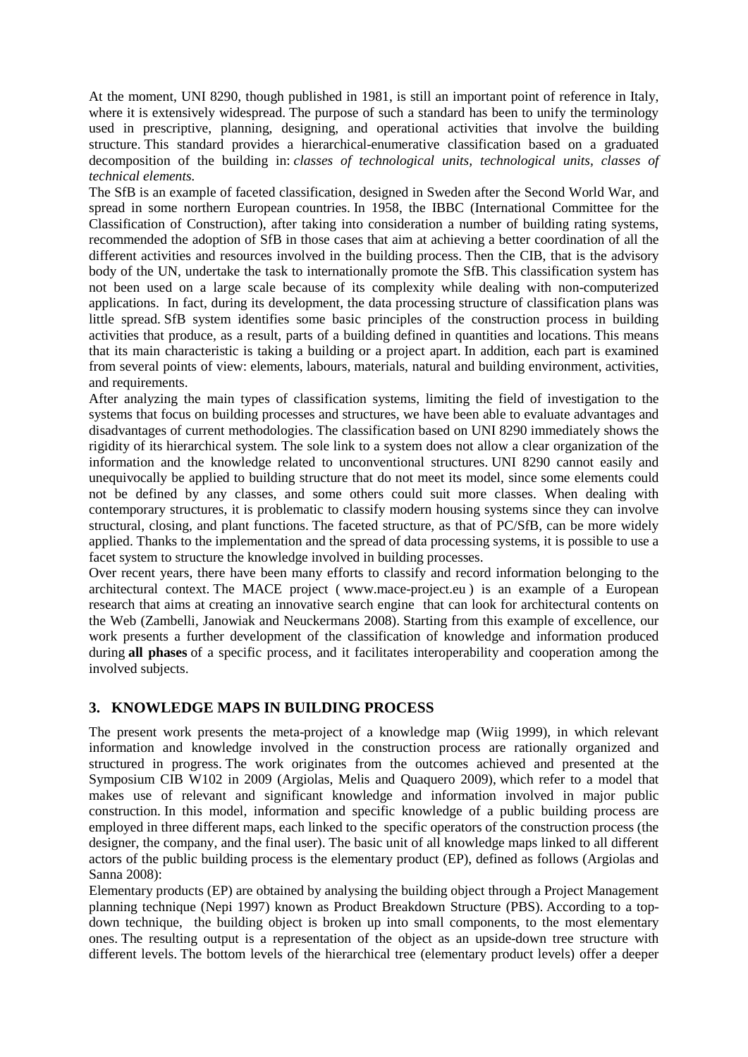At the moment, UNI 8290, though published in 1981, is still an important point of reference in Italy, where it is extensively widespread. The purpose of such a standard has been to unify the terminology used in prescriptive, planning, designing, and operational activities that involve the building structure. This standard provides a hierarchical-enumerative classification based on a graduated decomposition of the building in: *classes of technological units, technological units, classes of technical elements.*

The SfB is an example of faceted classification, designed in Sweden after the Second World War, and spread in some northern European countries. In 1958, the IBBC (International Committee for the Classification of Construction), after taking into consideration a number of building rating systems, recommended the adoption of SfB in those cases that aim at achieving a better coordination of all the different activities and resources involved in the building process. Then the CIB, that is the advisory body of the UN, undertake the task to internationally promote the SfB. This classification system has not been used on a large scale because of its complexity while dealing with non-computerized applications. In fact, during its development, the data processing structure of classification plans was little spread. SfB system identifies some basic principles of the construction process in building activities that produce, as a result, parts of a building defined in quantities and locations. This means that its main characteristic is taking a building or a project apart. In addition, each part is examined from several points of view: elements, labours, materials, natural and building environment, activities, and requirements.

After analyzing the main types of classification systems, limiting the field of investigation to the systems that focus on building processes and structures, we have been able to evaluate advantages and disadvantages of current methodologies. The classification based on UNI 8290 immediately shows the rigidity of its hierarchical system. The sole link to a system does not allow a clear organization of the information and the knowledge related to unconventional structures. UNI 8290 cannot easily and unequivocally be applied to building structure that do not meet its model, since some elements could not be defined by any classes, and some others could suit more classes. When dealing with contemporary structures, it is problematic to classify modern housing systems since they can involve structural, closing, and plant functions. The faceted structure, as that of PC/SfB, can be more widely applied. Thanks to the implementation and the spread of data processing systems, it is possible to use a facet system to structure the knowledge involved in building processes.

Over recent years, there have been many efforts to classify and record information belonging to the architectural context. The MACE project ( www.mace-project.eu ) is an example of a European research that aims at creating an innovative search engine that can look for architectural contents on the Web (Zambelli, Janowiak and Neuckermans 2008). Starting from this example of excellence, our work presents a further development of the classification of knowledge and information produced during **all phases** of a specific process, and it facilitates interoperability and cooperation among the involved subjects.

## 3. KNOWLEDGE MAPS IN BUILDING PROCESS

The present work presents the meta-project of a knowledge map (Wiig 1999), in which relevant information and knowledge involved in the construction process are rationally organized and structured in progress. The work originates from the outcomes achieved and presented at the Symposium CIB W102 in 2009 (Argiolas, Melis and Quaquero 2009), which refer to a model that makes use of relevant and significant knowledge and information involved in major public construction. In this model, information and specific knowledge of a public building process are employed in three different maps, each linked to the specific operators of the construction process (the designer, the company, and the final user). The basic unit of all knowledge maps linked to all different actors of the public building process is the elementary product (EP), defined as follows (Argiolas and Sanna 2008):

Elementary products (EP) are obtained by analysing the building object through a Project Management planning technique (Nepi 1997) known as Product Breakdown Structure (PBS). According to a top-down technique, the building object is broken up into small components, to the most elementary ones. The resulting output is a representation of the object as an upside-down tree structure with different levels. The bottom levels of the hierarchical tree (elementary product levels) offer a deeper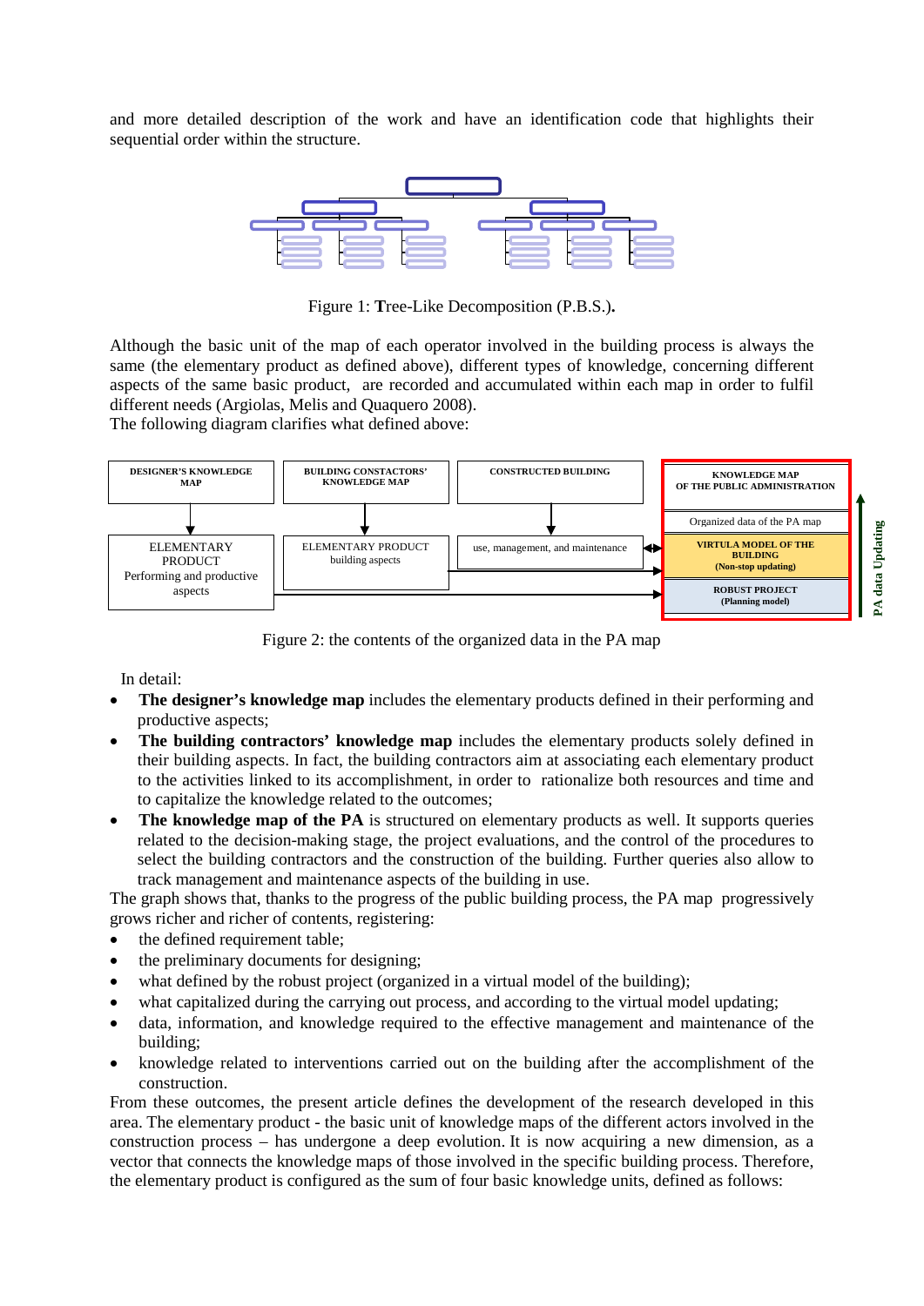and more detailed description of the work and have an identification code that highlights their sequential order within the structure.

Figure 1: **T**ree-Like Decomposition (P.B.S.)**.**

Although the basic unit of the map of each operator involved in the building process is always the same (the elementary product as defined above), different types of knowledge, concerning different aspects of the same basic product, are recorded and accumulated within each map in order to fulfil different needs (Argiolas, Melis and Quaquero 2008).
The following diagram clarifies what defined above:

Figure 2: the contents of the organized data in the PA map

In detail:

- **The designer's knowledge map** includes the elementary products defined in their performing and productive aspects;
- **The building contractors' knowledge map** includes the elementary products solely defined in their building aspects. In fact, the building contractors aim at associating each elementary product to the activities linked to its accomplishment, in order to rationalize both resources and time and to capitalize the knowledge related to the outcomes;
- **The knowledge map of the PA** is structured on elementary products as well. It supports queries related to the decision-making stage, the project evaluations, and the control of the procedures to select the building contractors and the construction of the building. Further queries also allow to track management and maintenance aspects of the building in use.

The graph shows that, thanks to the progress of the public building process, the PA map progressively grows richer and richer of contents, registering:

- the defined requirement table;
- the preliminary documents for designing;
- what defined by the robust project (organized in a virtual model of the building);
- what capitalized during the carrying out process, and according to the virtual model updating;
- data, information, and knowledge required to the effective management and maintenance of the building;
- knowledge related to interventions carried out on the building after the accomplishment of the construction.

From these outcomes, the present article defines the development of the research developed in this area. The elementary product - the basic unit of knowledge maps of the different actors involved in the construction process – has undergone a deep evolution. It is now acquiring a new dimension, as a vector that connects the knowledge maps of those involved in the specific building process. Therefore, the elementary product is configured as the sum of four basic knowledge units, defined as follows: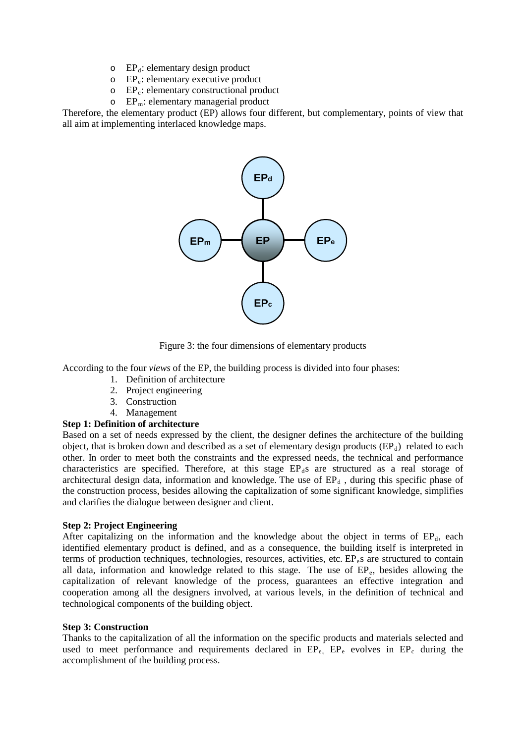- $EP_d$: elementary design product
- $EP_e$: elementary executive product
- $EP_c$: elementary constructional product
- $EP_m$: elementary managerial product

Therefore, the elementary product (EP) allows four different, but complementary, points of view that all aim at implementing interlaced knowledge maps.

Figure 3: the four dimensions of elementary products

According to the four *views* of the EP, the building process is divided into four phases:

1. Definition of architecture
2. Project engineering
3. Construction
4. Management

**Step 1: Definition of architecture**

Based on a set of needs expressed by the client, the designer defines the architecture of the building object, that is broken down and described as a set of elementary design products ($EP_d$) related to each other. In order to meet both the constraints and the expressed needs, the technical and performance characteristics are specified. Therefore, at this stage $EP_d$s are structured as a real storage of architectural design data, information and knowledge. The use of $EP_d$ , during this specific phase of the construction process, besides allowing the capitalization of some significant knowledge, simplifies and clarifies the dialogue between designer and client.

**Step 2: Project Engineering**

After capitalizing on the information and the knowledge about the object in terms of $EP_d$, each identified elementary product is defined, and as a consequence, the building itself is interpreted in terms of production techniques, technologies, resources, activities, etc. $EP_e$s are structured to contain all data, information and knowledge related to this stage. The use of $EP_e$, besides allowing the capitalization of relevant knowledge of the process, guarantees an effective integration and cooperation among all the designers involved, at various levels, in the definition of technical and technological components of the building object.

**Step 3: Construction**

Thanks to the capitalization of all the information on the specific products and materials selected and used to meet performance and requirements declared in $EP_e$, $EP_e$ evolves in $EP_c$ during the accomplishment of the building process.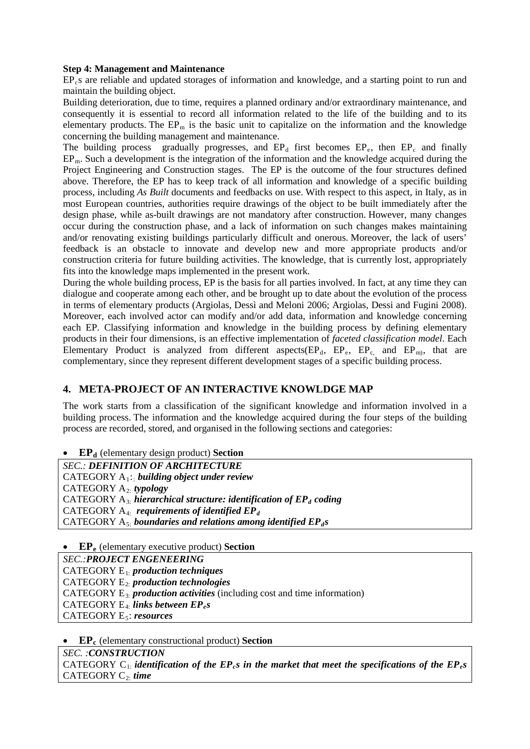**Step 4: Management and Maintenance**

$EP_c$s are reliable and updated storages of information and knowledge, and a starting point to run and maintain the building object.

Building deterioration, due to time, requires a planned ordinary and/or extraordinary maintenance, and consequently it is essential to record all information related to the life of the building and to its elementary products. The $EP_m$ is the basic unit to capitalize on the information and the knowledge concerning the building management and maintenance.

The building process gradually progresses, and $EP_d$ first becomes $EP_e$, then $EP_c$ and finally $EP_m$. Such a development is the integration of the information and the knowledge acquired during the Project Engineering and Construction stages. The EP is the outcome of the four structures defined above. Therefore, the EP has to keep track of all information and knowledge of a specific building process, including *As Built* documents and feedbacks on use. With respect to this aspect, in Italy, as in most European countries, authorities require drawings of the object to be built immediately after the design phase, while as-built drawings are not mandatory after construction. However, many changes occur during the construction phase, and a lack of information on such changes makes maintaining and/or renovating existing buildings particularly difficult and onerous. Moreover, the lack of users' feedback is an obstacle to innovate and develop new and more appropriate products and/or construction criteria for future building activities. The knowledge, that is currently lost, appropriately fits into the knowledge maps implemented in the present work.

During the whole building process, EP is the basis for all parties involved. In fact, at any time they can dialogue and cooperate among each other, and be brought up to date about the evolution of the process in terms of elementary products (Argiolas, Dessì and Meloni 2006; Argiolas, Dessi and Fugini 2008). Moreover, each involved actor can modify and/or add data, information and knowledge concerning each EP. Classifying information and knowledge in the building process by defining elementary products in their four dimensions, is an effective implementation of *faceted classification model*. Each Elementary Product is analyzed from different aspects($EP_d$, $EP_e$, $EP_c$ and $EP_m$), that are complementary, since they represent different development stages of a specific building process.

## 4. META-PROJECT OF AN INTERACTIVE KNOWLDGE MAP

The work starts from a classification of the significant knowledge and information involved in a building process. The information and the knowledge acquired during the four steps of the building process are recorded, stored, and organised in the following sections and categories:

- **$EP_d$** (elementary design product) **Section**

| *SEC.: **DEFINITION OF ARCHITECTURE*** |
|---|
| CATEGORY $A_1$: ***building object under review*** |
| CATEGORY $A_2$: ***typology*** |
| CATEGORY $A_3$: ***hierarchical structure: identification of $EP_d$ coding*** |
| CATEGORY $A_4$: ***requirements of identified $EP_d$*** |
| CATEGORY $A_5$: ***boundaries and relations among identified $EP_d$s*** |

- **$EP_e$** (elementary executive product) **Section**

| *SEC.:**PROJECT ENGENEERING*** |
|---|
| CATEGORY $E_1$: ***production techniques*** |
| CATEGORY $E_2$: ***production technologies*** |
| CATEGORY $E_3$: ***production activities*** (including cost and time information) |
| CATEGORY $E_4$: ***links between $EP_e$s*** |
| CATEGORY $E_5$: ***resources*** |

- **$EP_c$** (elementary constructional product) **Section**

| *SEC. :**CONSTRUCTION*** |
|---|
| CATEGORY $C_1$: ***identification of the $EP_c$s in the market that meet the specifications of the $EP_e$s*** |
| CATEGORY $C_2$: ***time*** |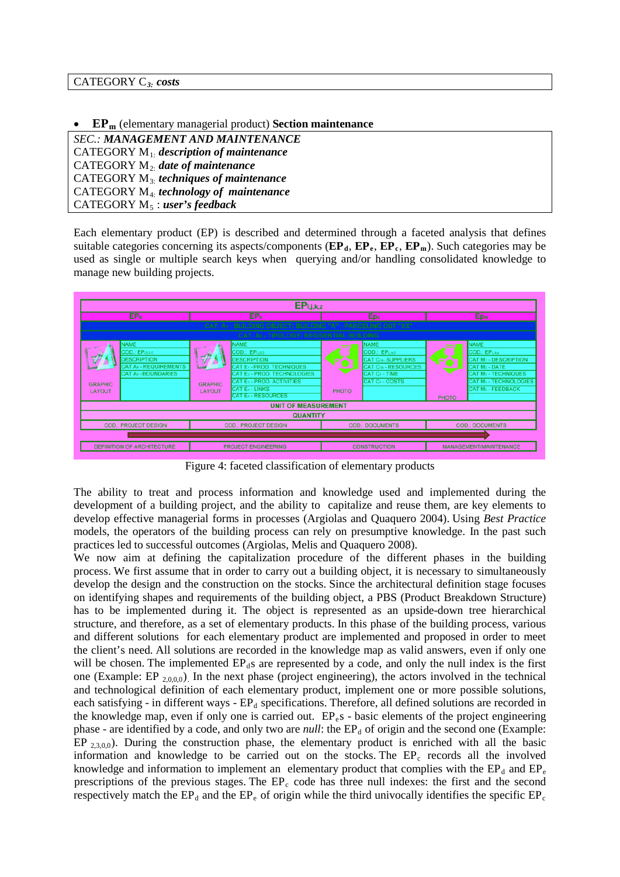| CATEGORY $C_3$: ***costs*** |
|---|

- $\mathbf{EP_m}$ (elementary managerial product) **Section maintenance**

| *SEC.: **MANAGEMENT AND MAINTENANCE*** |
|---|
| CATEGORY $M_1$: ***description of maintenance*** |
| CATEGORY $M_2$: ***date of maintenance*** |
| CATEGORY $M_3$: ***techniques of maintenance*** |
| CATEGORY $M_4$: ***technology of maintenance*** |
| CATEGORY $M_5$ : ***user's feedback*** |

Each elementary product (EP) is described and determined through a faceted analysis that defines suitable categories concerning its aspects/components ($\mathbf{EP_d}$, $\mathbf{EP_e}$, $\mathbf{EP_c}$, $\mathbf{EP_m}$). Such categories may be used as single or multiple search keys when querying and/or handling consolidated knowledge to manage new building projects.

| $EP_{i,j,k,z}$ | | | |
|---|---|---|---|
| $EP_d$ | $EP_e$ | $Ep_c$ | $Ep_m$ |
| CAT. $A_1$ - BUILDING OBJECT: BUILDING "A" - PARCELING OUT "XX" | | | |
| CAT. $A_2$ - TIPOLOGY: RESIDENTIAL BUILDING | | | |
| GRAPHIC LAYOUT; NAME; COD.: $EP_{i,0,0,0}$; DESCRIPTION; CAT $A_4$ - REQUIREMENTS; CAT $A_5$ - BOUNDARIES | GRAPHIC LAYOUT; NAME; COD.: $EP_{i,j,0,0}$; DESCRIPTION; CAT $E_1$ - PROD. TECHNIQUES; CAT $E_2$ - PROD. TECHNOLOGIES; CAT $E_3$ - PROD. ACTIVITIES; CAT $E_4$ - LINKS; CAT $E_5$ - RESOURCES | PHOTO; NAME; COD.: $EP_{i,j,k,0}$; CAT $C_{1A}$ SUPPLIERS; CAT $C_{1B}$ - RESOURCES; CAT $C_2$ - TIME; CAT $C_3$ - COSTS | PHOTO; NAME; COD.: $EP_{i,j,k,z}$; CAT $M_1$ - DESCRIPTION; CAT $M_2$ - DATE; CAT $M_3$ - TECHNIQUES; CAT $M_4$ - TECHNOLOGIES; CAT $M_5$ - FEEDBACK |
| UNIT OF MEASUREMENT | | | |
| QUANTITY | | | |
| COD.. PROJECT DESIGN | COD.. PROJECT DESIGN | COD.. DOCUMENTS | COD.. DOCUMENTS |
| DEFINITION OF ARCHITECTURE | PROJECT ENGINEERING | CONSTRUCTION | MANAGEMENT/MAINTENANCE |

Figure 4: faceted classification of elementary products

The ability to treat and process information and knowledge used and implemented during the development of a building project, and the ability to capitalize and reuse them, are key elements to develop effective managerial forms in processes (Argiolas and Quaquero 2004). Using *Best Practice* models, the operators of the building process can rely on presumptive knowledge. In the past such practices led to successful outcomes (Argiolas, Melis and Quaquero 2008).

We now aim at defining the capitalization procedure of the different phases in the building process. We first assume that in order to carry out a building object, it is necessary to simultaneously develop the design and the construction on the stocks. Since the architectural definition stage focuses on identifying shapes and requirements of the building object, a PBS (Product Breakdown Structure) has to be implemented during it. The object is represented as an upside-down tree hierarchical structure, and therefore, as a set of elementary products. In this phase of the building process, various and different solutions for each elementary product are implemented and proposed in order to meet the client's need. All solutions are recorded in the knowledge map as valid answers, even if only one will be chosen. The implemented $EP_d$s are represented by a code, and only the null index is the first one (Example: $EP_{2,0,0,0}$). In the next phase (project engineering), the actors involved in the technical and technological definition of each elementary product, implement one or more possible solutions, each satisfying - in different ways - $EP_d$ specifications. Therefore, all defined solutions are recorded in the knowledge map, even if only one is carried out. $EP_e$s - basic elements of the project engineering phase - are identified by a code, and only two are *null*: the $EP_d$ of origin and the second one (Example: $EP_{2,3,0,0}$). During the construction phase, the elementary product is enriched with all the basic information and knowledge to be carried out on the stocks. The $EP_c$ records all the involved knowledge and information to implement an elementary product that complies with the $EP_d$ and $EP_e$ prescriptions of the previous stages. The $EP_c$ code has three null indexes: the first and the second respectively match the $EP_d$ and the $EP_e$ of origin while the third univocally identifies the specific $EP_c$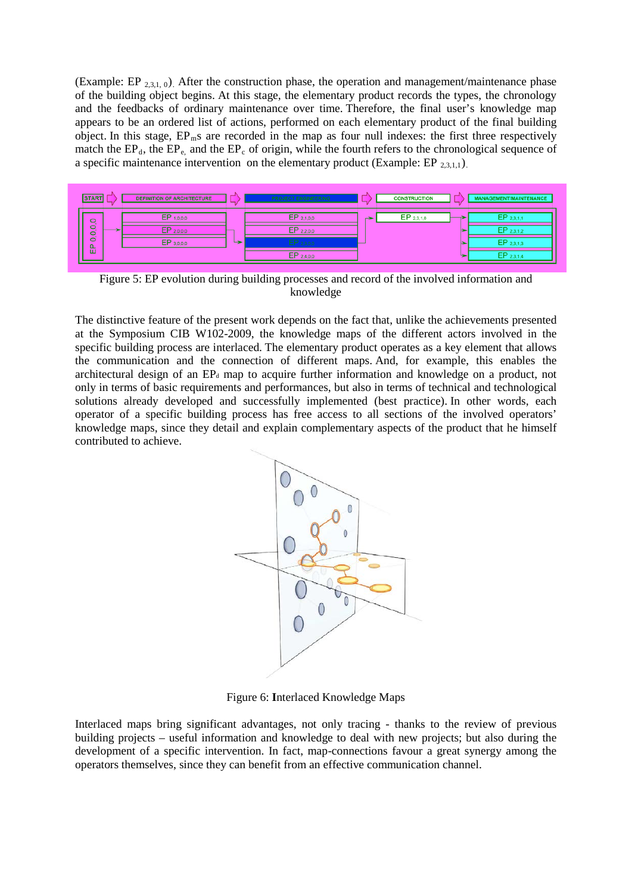(Example: EP $_{2,3,1,0}$). After the construction phase, the operation and management/maintenance phase of the building object begins. At this stage, the elementary product records the types, the chronology and the feedbacks of ordinary maintenance over time. Therefore, the final user's knowledge map appears to be an ordered list of actions, performed on each elementary product of the final building object. In this stage, $EP_m$s are recorded in the map as four null indexes: the first three respectively match the $EP_d$, the $EP_e$, and the $EP_c$ of origin, while the fourth refers to the chronological sequence of a specific maintenance intervention on the elementary product (Example: EP $_{2,3,1,1}$).

Figure 5: EP evolution during building processes and record of the involved information and knowledge

The distinctive feature of the present work depends on the fact that, unlike the achievements presented at the Symposium CIB W102-2009, the knowledge maps of the different actors involved in the specific building process are interlaced. The elementary product operates as a key element that allows the communication and the connection of different maps. And, for example, this enables the architectural design of an $EP_d$ map to acquire further information and knowledge on a product, not only in terms of basic requirements and performances, but also in terms of technical and technological solutions already developed and successfully implemented (best practice). In other words, each operator of a specific building process has free access to all sections of the involved operators' knowledge maps, since they detail and explain complementary aspects of the product that he himself contributed to achieve.

Figure 6: **I**nterlaced Knowledge Maps

Interlaced maps bring significant advantages, not only tracing - thanks to the review of previous building projects – useful information and knowledge to deal with new projects; but also during the development of a specific intervention. In fact, map-connections favour a great synergy among the operators themselves, since they can benefit from an effective communication channel.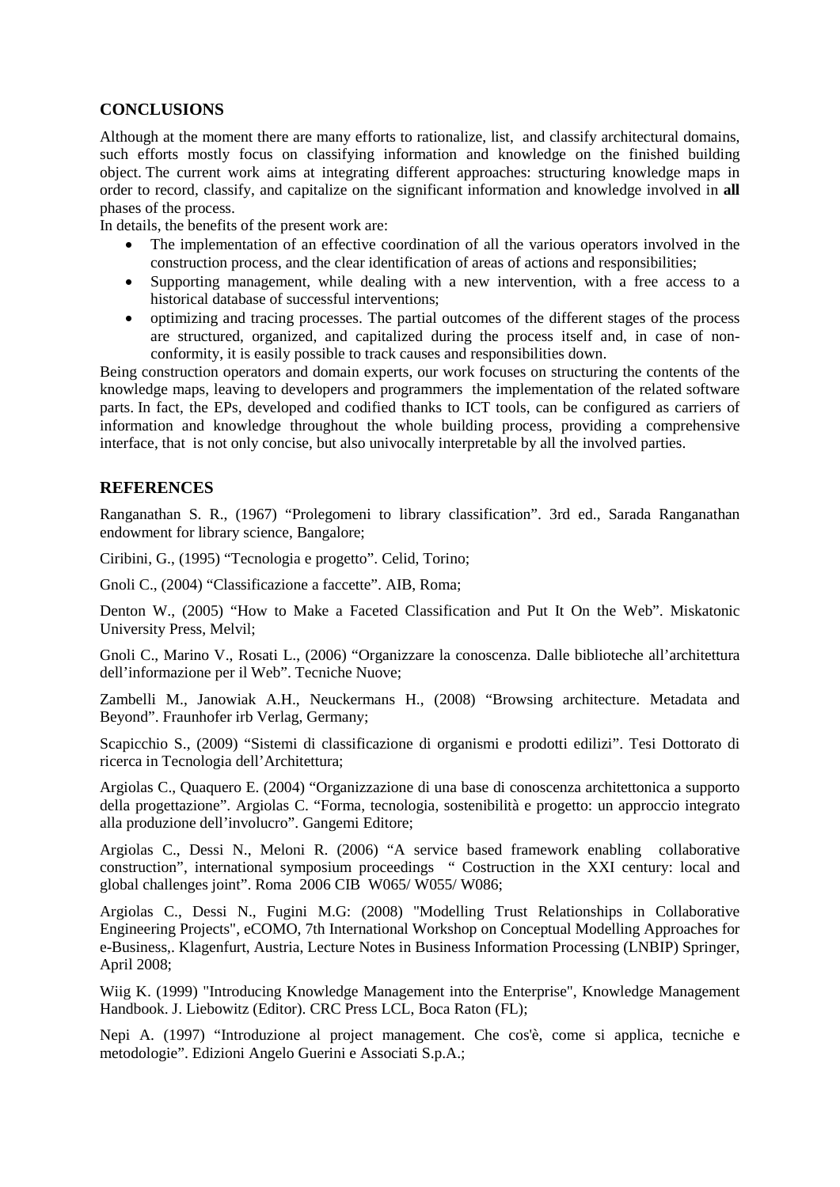## CONCLUSIONS

Although at the moment there are many efforts to rationalize, list, and classify architectural domains, such efforts mostly focus on classifying information and knowledge on the finished building object. The current work aims at integrating different approaches: structuring knowledge maps in order to record, classify, and capitalize on the significant information and knowledge involved in **all** phases of the process.

In details, the benefits of the present work are:

- The implementation of an effective coordination of all the various operators involved in the construction process, and the clear identification of areas of actions and responsibilities;
- Supporting management, while dealing with a new intervention, with a free access to a historical database of successful interventions;
- optimizing and tracing processes. The partial outcomes of the different stages of the process are structured, organized, and capitalized during the process itself and, in case of non-conformity, it is easily possible to track causes and responsibilities down.

Being construction operators and domain experts, our work focuses on structuring the contents of the knowledge maps, leaving to developers and programmers the implementation of the related software parts. In fact, the EPs, developed and codified thanks to ICT tools, can be configured as carriers of information and knowledge throughout the whole building process, providing a comprehensive interface, that is not only concise, but also univocally interpretable by all the involved parties.

## REFERENCES

Ranganathan S. R., (1967) "Prolegomeni to library classification". 3rd ed., Sarada Ranganathan endowment for library science, Bangalore;

Ciribini, G., (1995) "Tecnologia e progetto". Celid, Torino;

Gnoli C., (2004) "Classificazione a faccette". AIB, Roma;

Denton W., (2005) "How to Make a Faceted Classification and Put It On the Web". Miskatonic University Press, Melvil;

Gnoli C., Marino V., Rosati L., (2006) "Organizzare la conoscenza. Dalle biblioteche all'architettura dell'informazione per il Web". Tecniche Nuove;

Zambelli M., Janowiak A.H., Neuckermans H., (2008) "Browsing architecture. Metadata and Beyond". Fraunhofer irb Verlag, Germany;

Scapicchio S., (2009) "Sistemi di classificazione di organismi e prodotti edilizi". Tesi Dottorato di ricerca in Tecnologia dell'Architettura;

Argiolas C., Quaquero E. (2004) "Organizzazione di una base di conoscenza architettonica a supporto della progettazione". Argiolas C. "Forma, tecnologia, sostenibilità e progetto: un approccio integrato alla produzione dell'involucro". Gangemi Editore;

Argiolas C., Dessi N., Meloni R. (2006) "A service based framework enabling collaborative construction", international symposium proceedings " Costruction in the XXI century: local and global challenges joint". Roma 2006 CIB W065/ W055/ W086;

Argiolas C., Dessi N., Fugini M.G: (2008) "Modelling Trust Relationships in Collaborative Engineering Projects", eCOMO, 7th International Workshop on Conceptual Modelling Approaches for e-Business,. Klagenfurt, Austria, Lecture Notes in Business Information Processing (LNBIP) Springer, April 2008;

Wiig K. (1999) "Introducing Knowledge Management into the Enterprise", Knowledge Management Handbook. J. Liebowitz (Editor). CRC Press LCL, Boca Raton (FL);

Nepi A. (1997) "Introduzione al project management. Che cos'è, come si applica, tecniche e metodologie". Edizioni Angelo Guerini e Associati S.p.A.;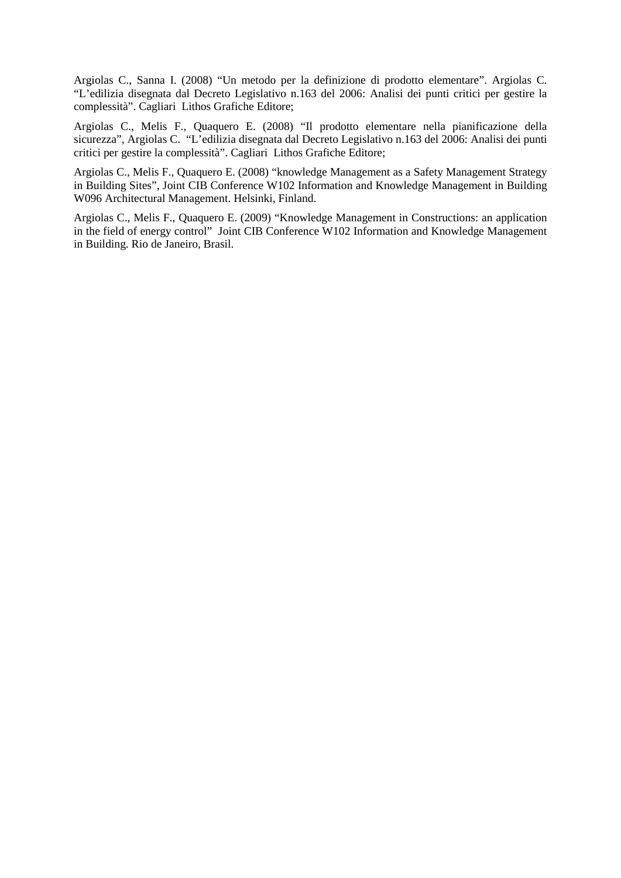Argiolas C., Sanna I. (2008) “Un metodo per la definizione di prodotto elementare”. Argiolas C. “L’edilizia disegnata dal Decreto Legislativo n.163 del 2006: Analisi dei punti critici per gestire la complessità”. Cagliari  Lithos Grafiche Editore;

Argiolas C., Melis F., Quaquero E. (2008) “Il prodotto elementare nella pianificazione della sicurezza”, Argiolas C.  “L’edilizia disegnata dal Decreto Legislativo n.163 del 2006: Analisi dei punti critici per gestire la complessità”. Cagliari  Lithos Grafiche Editore;

Argiolas C., Melis F., Quaquero E. (2008) “knowledge Management as a Safety Management Strategy in Building Sites”, Joint CIB Conference W102 Information and Knowledge Management in Building W096 Architectural Management. Helsinki, Finland.

Argiolas C., Melis F., Quaquero E. (2009) “Knowledge Management in Constructions: an application in the field of energy control”  Joint CIB Conference W102 Information and Knowledge Management in Building. Rio de Janeiro, Brasil.